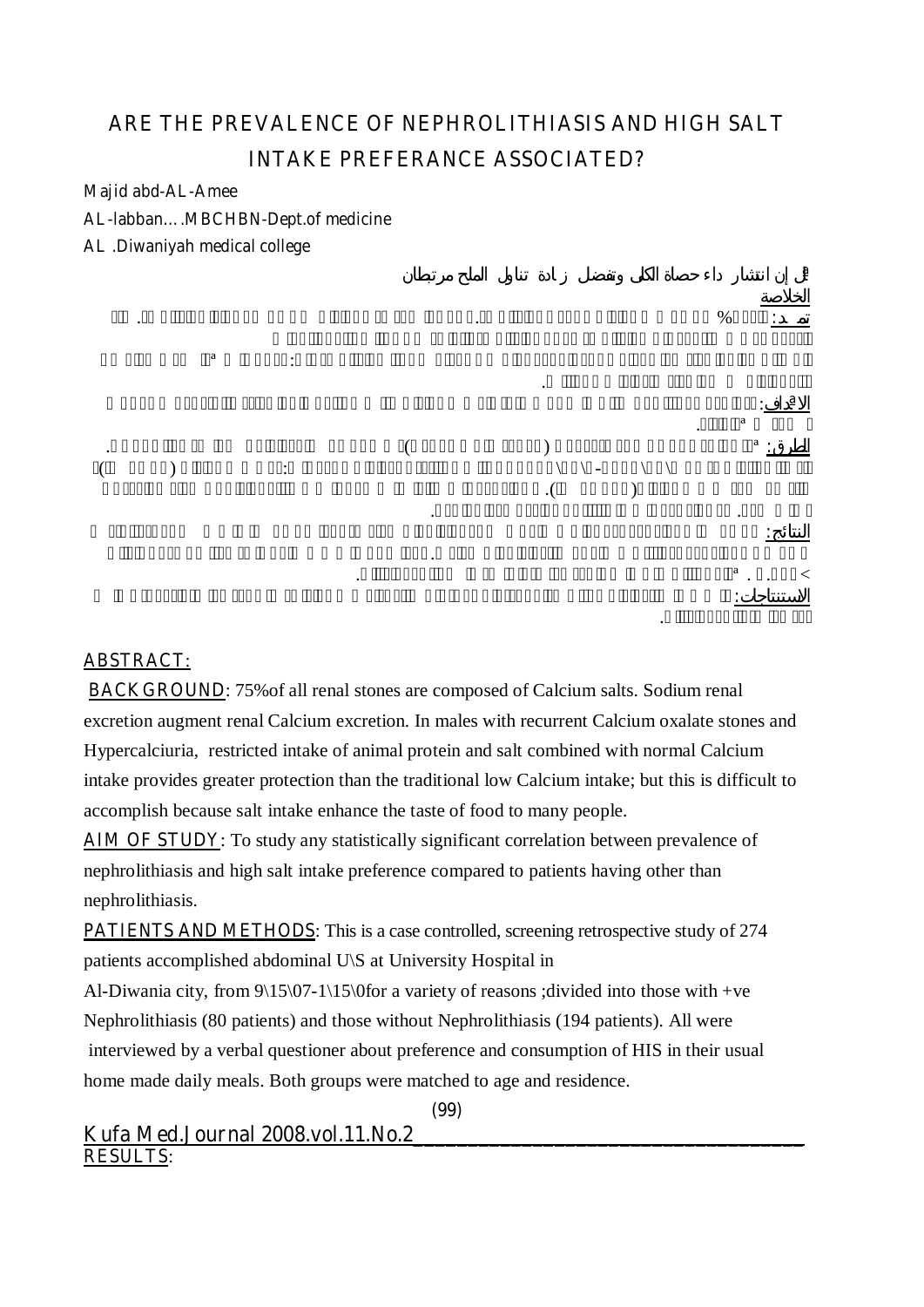# ARE THE PREVALENCE OF NEPHROLITHIASIS AND HIGH SALT INTAKE PREFERANCE ASSOCIATED?

Majid abd-AL-Amee

AL-labban….MBCHBN-Dept.of medicine

AL .Diwaniyah medical college

هل إن انتشار داء حصاة الكلى وتفضل زيادة تناول الملح مرتبطان

الخلاصة

تمهيد:

الاهداف:

الطرق:

النتائج:

الاستنتاجات:

## ABSTRACT:

**BACKGROUND**: 75%of all renal stones are composed of Calcium salts. Sodium renal excretion augment renal Calcium excretion. In males with recurrent Calcium oxalate stones and Hypercalciuria, restricted intake of animal protein and salt combined with normal Calcium intake provides greater protection than the traditional low Calcium intake; but this is difficult to accomplish because salt intake enhance the taste of food to many people.

**AIM OF STUDY**: To study any statistically significant correlation between prevalence of nephrolithiasis and high salt intake preference compared to patients having other than nephrolithiasis.

**PATIENTS AND METHODS**: This is a case controlled, screening retrospective study of 274 patients accomplished abdominal U\S at University Hospital in Al-Diwania city, from 9\15\07-1\15\0for a variety of reasons ;divided into those with +ve Nephrolithiasis (80 patients) and those without Nephrolithiasis (194 patients). All were interviewed by a verbal questioner about preference and consumption of HIS in their usual home made daily meals. Both groups were matched to age and residence.

**RESULTS**: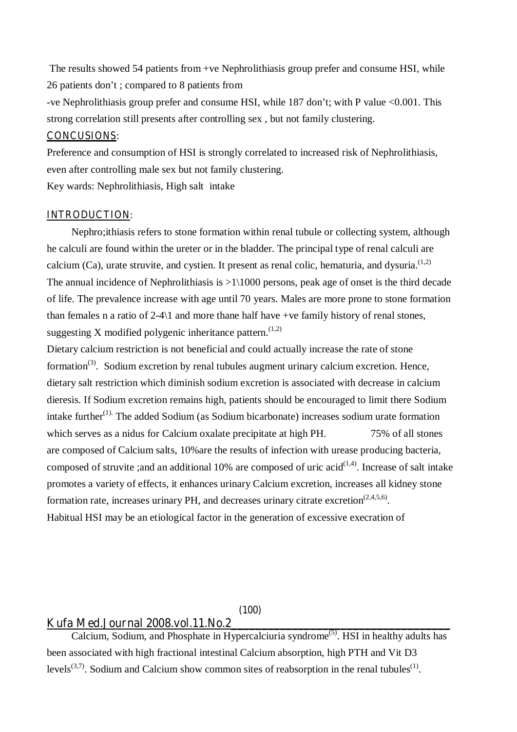The results showed 54 patients from +ve Nephrolithiasis group prefer and consume HSI, while 26 patients don't ; compared to 8 patients from

-ve Nephrolithiasis group prefer and consume HSI, while 187 don't; with P value <0.001. This strong correlation still presents after controlling sex , but not family clustering.

## CONCUSIONS:

Preference and consumption of HSI is strongly correlated to increased risk of Nephrolithiasis, even after controlling male sex but not family clustering.

Key wards: Nephrolithiasis, High salt intake

## INTRODUCTION:

Nephro;ithiasis refers to stone formation within renal tubule or collecting system, although he calculi are found within the ureter or in the bladder. The principal type of renal calculi are calcium (Ca), urate struvite, and cystien. It present as renal colic, hematuria, and dysuria.[1,2] The annual incidence of Nephrolithiasis is >1\1000 persons, peak age of onset is the third decade of life. The prevalence increase with age until 70 years. Males are more prone to stone formation than females n a ratio of 2-4\1 and more thane half have +ve family history of renal stones, suggesting X modified polygenic inheritance pattern.[1,2]

Dietary calcium restriction is not beneficial and could actually increase the rate of stone formation[3]. Sodium excretion by renal tubules augment urinary calcium excretion. Hence, dietary salt restriction which diminish sodium excretion is associated with decrease in calcium dieresis. If Sodium excretion remains high, patients should be encouraged to limit there Sodium intake further[1]. The added Sodium (as Sodium bicarbonate) increases sodium urate formation which serves as a nidus for Calcium oxalate precipitate at high PH. 75% of all stones are composed of Calcium salts, 10%are the results of infection with urease producing bacteria, composed of struvite ;and an additional 10% are composed of uric acid[1,4]. Increase of salt intake promotes a variety of effects, it enhances urinary Calcium excretion, increases all kidney stone formation rate, increases urinary PH, and decreases urinary citrate excretion[2,4,5,6].

Habitual HSI may be an etiological factor in the generation of excessive execration of Calcium, Sodium, and Phosphate in Hypercalciuria syndrome[5]. HSI in healthy adults has been associated with high fractional intestinal Calcium absorption, high PTH and Vit D3 levels[3,7]. Sodium and Calcium show common sites of reabsorption in the renal tubules[1].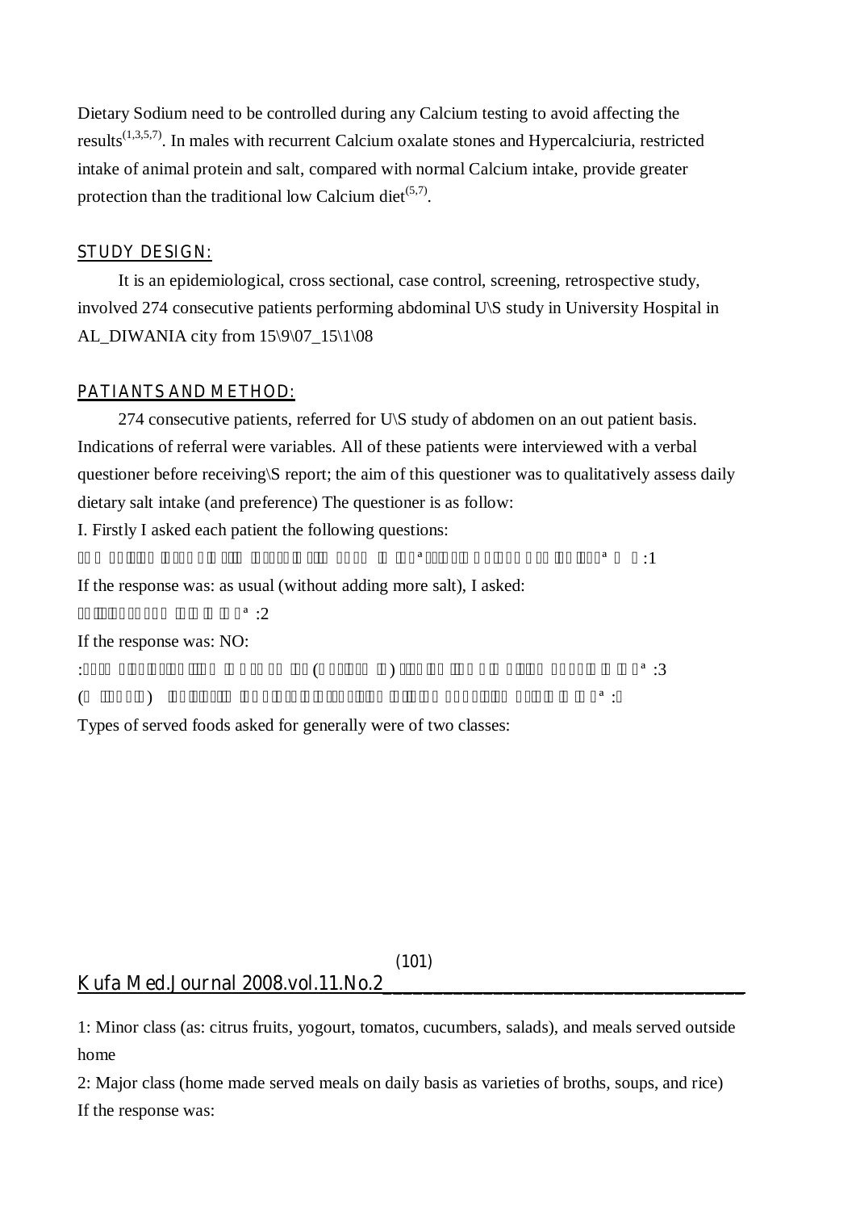Dietary Sodium need to be controlled during any Calcium testing to avoid affecting the results[1,3,5,7]. In males with recurrent Calcium oxalate stones and Hypercalciuria, restricted intake of animal protein and salt, compared with normal Calcium intake, provide greater protection than the traditional low Calcium diet[5,7].

## STUDY DESIGN:

It is an epidemiological, cross sectional, case control, screening, retrospective study, involved 274 consecutive patients performing abdominal U\S study in University Hospital in AL_DIWANIA city from 15\9\07_15\1\08

## PATIANTS AND METHOD:

274 consecutive patients, referred for U\S study of abdomen on an out patient basis. Indications of referral were variables. All of these patients were interviewed with a verbal questioner before receiving\S report; the aim of this questioner was to qualitatively assess daily dietary salt intake (and preference) The questioner is as follow:

I. Firstly I asked each patient the following questions:

:1

If the response was: as usual (without adding more salt), I asked:

:2

If the response was: NO:

:3 ( ) :

:4 ( )

Types of served foods asked for generally were of two classes:

1: Minor class (as: citrus fruits, yogourt, tomatos, cucumbers, salads), and meals served outside home

2: Major class (home made served meals on daily basis as varieties of broths, soups, and rice)

If the response was: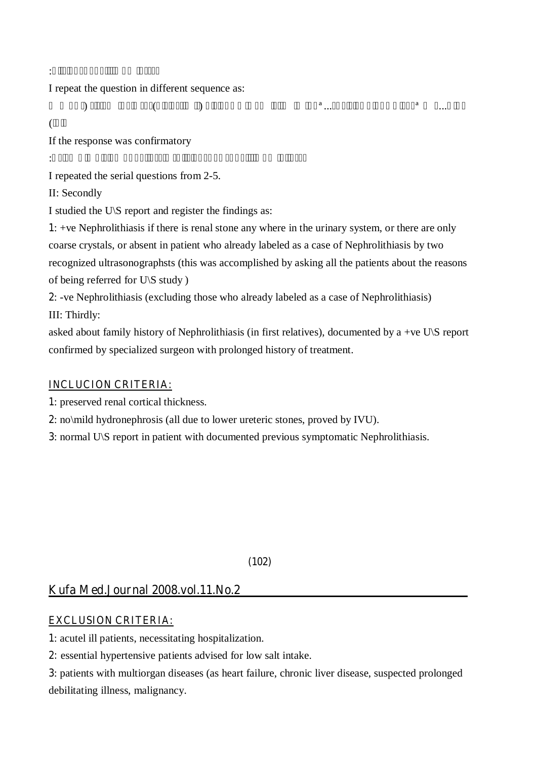I repeat the question in different sequence as:

If the response was confirmatory

I repeated the serial questions from 2-5.

II: Secondly

I studied the U\S report and register the findings as:

1: +ve Nephrolithiasis if there is renal stone any where in the urinary system, or there are only coarse crystals, or absent in patient who already labeled as a case of Nephrolithiasis by two recognized ultrasonographsts (this was accomplished by asking all the patients about the reasons of being referred for U\S study )

2: -ve Nephrolithiasis (excluding those who already labeled as a case of Nephrolithiasis)

III: Thirdly:

asked about family history of Nephrolithiasis (in first relatives), documented by a +ve U\S report confirmed by specialized surgeon with prolonged history of treatment.

## INCLUCION CRITERIA:

1: preserved renal cortical thickness.

2: no\mild hydronephrosis (all due to lower ureteric stones, proved by IVU).

3: normal U\S report in patient with documented previous symptomatic Nephrolithiasis.

## EXCLUSION CRITERIA:

1: acutel ill patients, necessitating hospitalization.

2: essential hypertensive patients advised for low salt intake.

3: patients with multiorgan diseases (as heart failure, chronic liver disease, suspected prolonged debilitating illness, malignancy.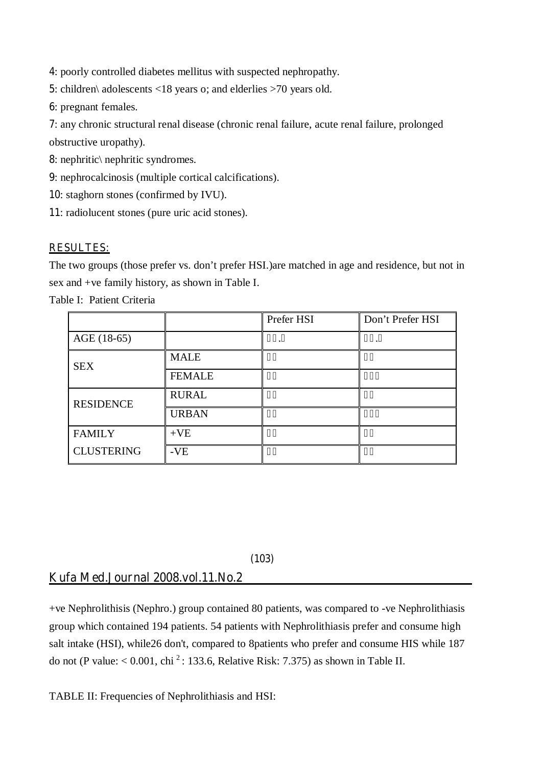4: poorly controlled diabetes mellitus with suspected nephropathy.

5: children\ adolescents <18 years o; and elderlies >70 years old.

6: pregnant females.

7: any chronic structural renal disease (chronic renal failure, acute renal failure, prolonged obstructive uropathy).

8: nephritic\ nephritic syndromes.

9: nephrocalcinosis (multiple cortical calcifications).

10: staghorn stones (confirmed by IVU).

11: radiolucent stones (pure uric acid stones).

## RESULTES:

The two groups (those prefer vs. don't prefer HSI.)are matched in age and residence, but not in sex and +ve family history, as shown in Table I.

Table I: Patient Criteria

| | | Prefer HSI | Don't Prefer HSI |
|---|---|---|---|
| AGE (18-65) | | | |
| SEX | MALE | | |
| | FEMALE | | |
| RESIDENCE | RURAL | | |
| | URBAN | | |
| FAMILY CLUSTERING | +VE | | |
| | -VE | | |

+ve Nephrolithisis (Nephro.) group contained 80 patients, was compared to -ve Nephrolithiasis group which contained 194 patients. 54 patients with Nephrolithiasis prefer and consume high salt intake (HSI), while26 don't, compared to 8patients who prefer and consume HIS while 187 do not (P value: < 0.001, chi $^2$: 133.6, Relative Risk: 7.375) as shown in Table II.

TABLE II: Frequencies of Nephrolithiasis and HSI: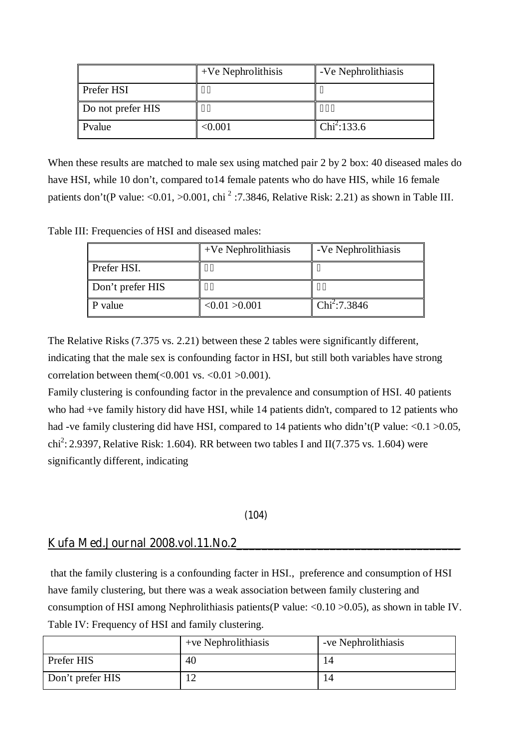| | +Ve Nephrolithisis | -Ve Nephrolithiasis |
|---|---|---|
| Prefer HSI | | |
| Do not prefer HIS | | |
| Pvalue | <0.001 | $Chi^2$:133.6 |

When these results are matched to male sex using matched pair 2 by 2 box: 40 diseased males do have HSI, while 10 don't, compared to14 female patents who do have HIS, while 16 female patients don't(P value: <0.01, >0.001, $chi^2$ :7.3846, Relative Risk: 2.21) as shown in Table III.

Table III: Frequencies of HSI and diseased males:

| | +Ve Nephrolithiasis | -Ve Nephrolithiasis |
|---|---|---|
| Prefer HSI. | | |
| Don't prefer HIS | | |
| P value | <0.01 >0.001 | $Chi^2$:7.3846 |

The Relative Risks (7.375 vs. 2.21) between these 2 tables were significantly different, indicating that the male sex is confounding factor in HSI, but still both variables have strong correlation between them(<0.001 vs. <0.01 >0.001).

Family clustering is confounding factor in the prevalence and consumption of HSI. 40 patients who had +ve family history did have HSI, while 14 patients didn't, compared to 12 patients who had -ve family clustering did have HSI, compared to 14 patients who didn't(P value: <0.1 >0.05, $chi^2$: 2.9397, Relative Risk: 1.604). RR between two tables I and II(7.375 vs. 1.604) were significantly different, indicating that the family clustering is a confounding facter in HSI., preference and consumption of HSI have family clustering, but there was a weak association between family clustering and consumption of HSI among Nephrolithiasis patients(P value: <0.10 >0.05), as shown in table IV.

Table IV: Frequency of HSI and family clustering.

| | +ve Nephrolithiasis | -ve Nephrolithiasis |
|---|---|---|
| Prefer HIS | 40 | 14 |
| Don't prefer HIS | 12 | 14 |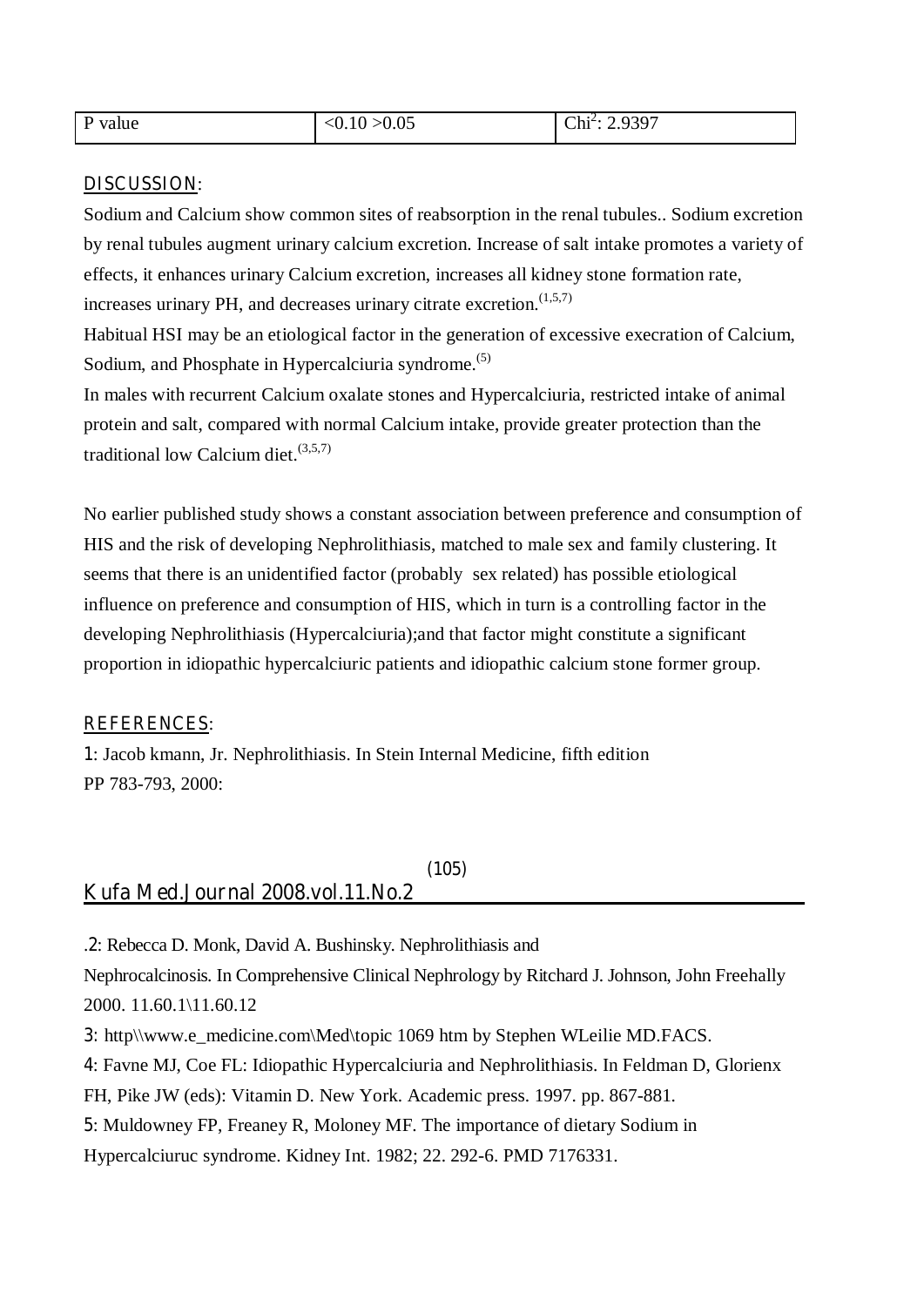| P value | <0.10 >0.05 | $Chi^2$: 2.9397 |
|---|---|---|

## DISCUSSION:

Sodium and Calcium show common sites of reabsorption in the renal tubules.. Sodium excretion by renal tubules augment urinary calcium excretion. Increase of salt intake promotes a variety of effects, it enhances urinary Calcium excretion, increases all kidney stone formation rate, increases urinary PH, and decreases urinary citrate excretion.[1,5,7]

Habitual HSI may be an etiological factor in the generation of excessive execration of Calcium, Sodium, and Phosphate in Hypercalciuria syndrome.[5]

In males with recurrent Calcium oxalate stones and Hypercalciuria, restricted intake of animal protein and salt, compared with normal Calcium intake, provide greater protection than the traditional low Calcium diet.[3,5,7]

No earlier published study shows a constant association between preference and consumption of HIS and the risk of developing Nephrolithiasis, matched to male sex and family clustering. It seems that there is an unidentified factor (probably sex related) has possible etiological influence on preference and consumption of HIS, which in turn is a controlling factor in the developing Nephrolithiasis (Hypercalciuria);and that factor might constitute a significant proportion in idiopathic hypercalciuric patients and idiopathic calcium stone former group.

## REFERENCES:

1: Jacob kmann, Jr. Nephrolithiasis. In Stein Internal Medicine, fifth edition PP 783-793, 2000:

.2: Rebecca D. Monk, David A. Bushinsky. Nephrolithiasis and Nephrocalcinosis. In Comprehensive Clinical Nephrology by Ritchard J. Johnson, John Freehally 2000. 11.60.1\11.60.12

3: http\\www.e_medicine.com\Med\topic 1069 htm by Stephen WLeilie MD.FACS.

4: Favne MJ, Coe FL: Idiopathic Hypercalciuria and Nephrolithiasis. In Feldman D, Glorienx FH, Pike JW (eds): Vitamin D. New York. Academic press. 1997. pp. 867-881.

5: Muldowney FP, Freaney R, Moloney MF. The importance of dietary Sodium in Hypercalciuruc syndrome. Kidney Int. 1982; 22. 292-6. PMD 7176331.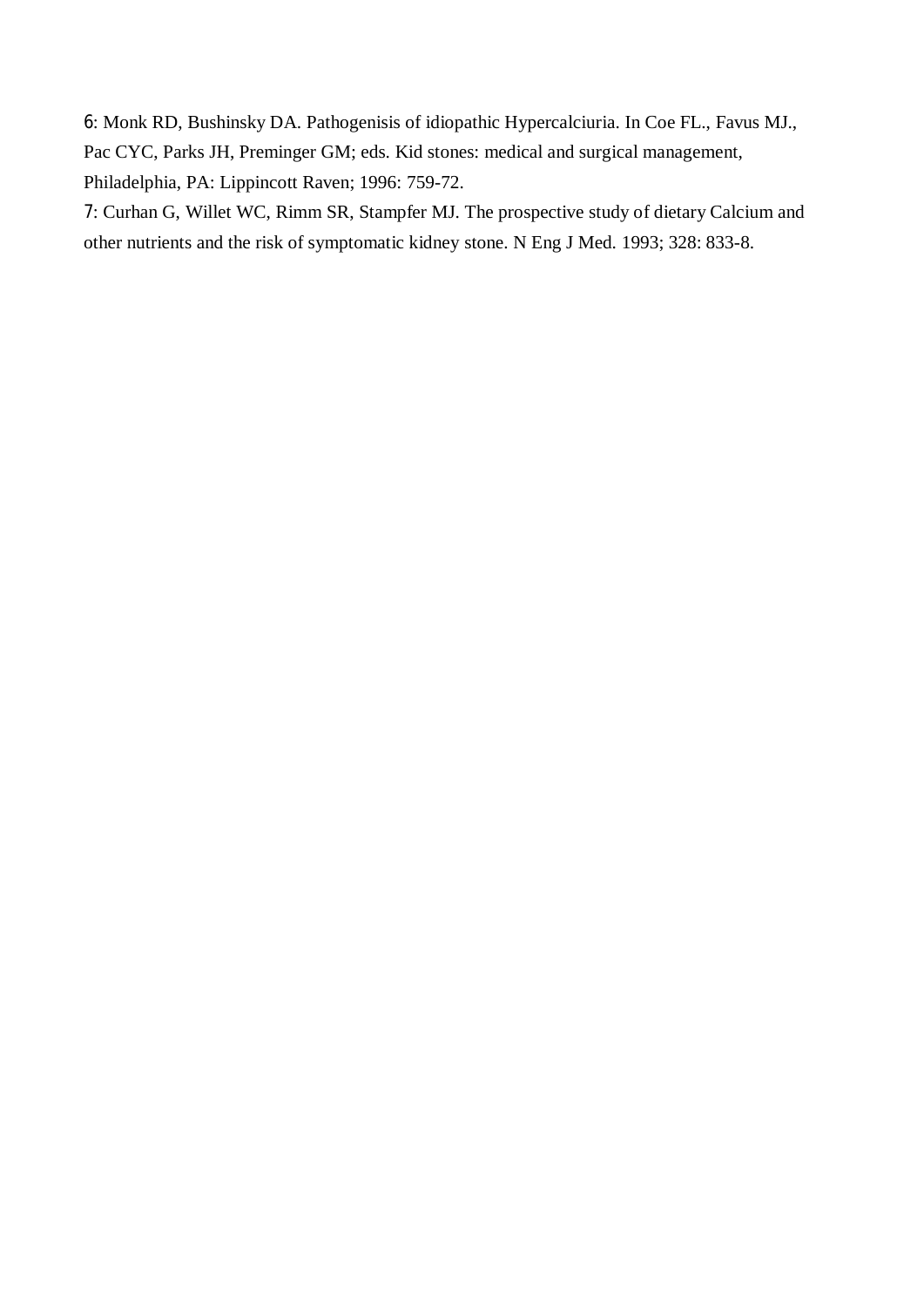6: Monk RD, Bushinsky DA. Pathogenisis of idiopathic Hypercalciuria. In Coe FL., Favus MJ., Pac CYC, Parks JH, Preminger GM; eds. Kid stones: medical and surgical management, Philadelphia, PA: Lippincott Raven; 1996: 759-72.

7: Curhan G, Willet WC, Rimm SR, Stampfer MJ. The prospective study of dietary Calcium and other nutrients and the risk of symptomatic kidney stone. N Eng J Med. 1993; 328: 833-8.